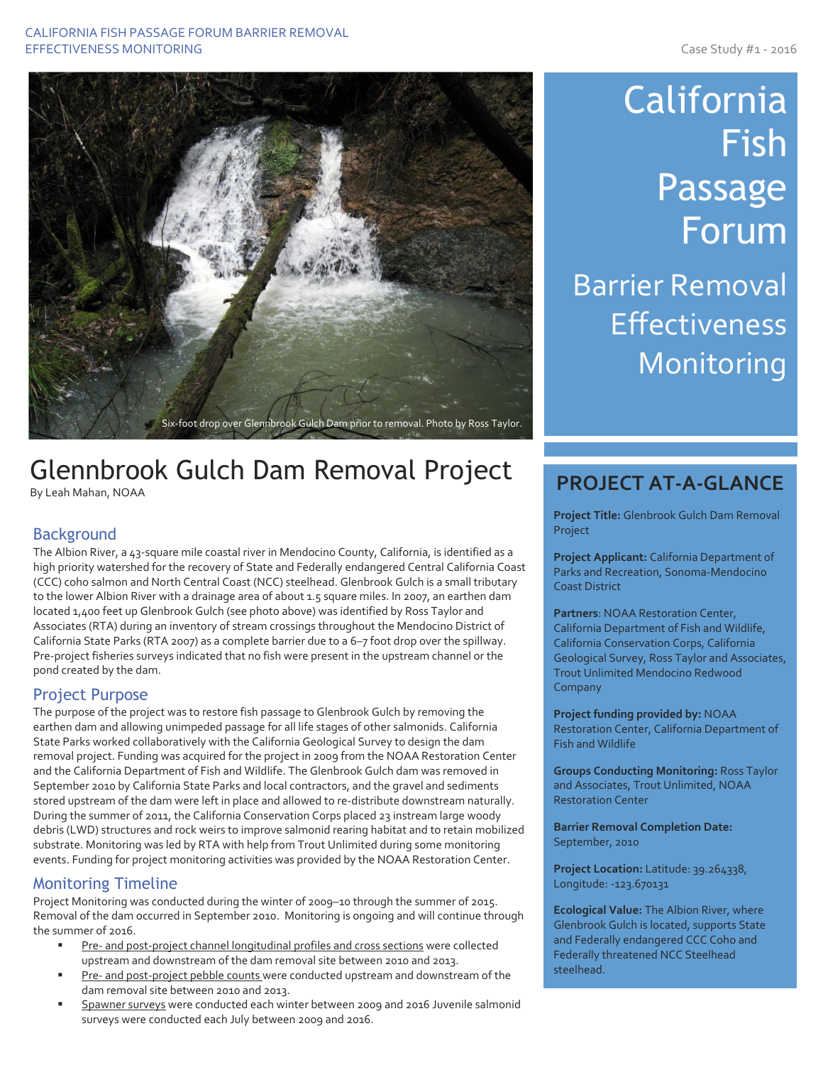CALIFORNIA FISH PASSAGE FORUM BARRIER REMOVAL EFFECTIVENESS MONITORING

Case Study #1 - 2016

Six-foot drop over Glennbrook Gulch Dam prior to removal. Photo by Ross Taylor.

# California Fish Passage Forum

## Barrier Removal Effectiveness Monitoring

# Glennbrook Gulch Dam Removal Project

By Leah Mahan, NOAA

## Background

The Albion River, a 43-square mile coastal river in Mendocino County, California, is identified as a high priority watershed for the recovery of State and Federally endangered Central California Coast (CCC) coho salmon and North Central Coast (NCC) steelhead. Glenbrook Gulch is a small tributary to the lower Albion River with a drainage area of about 1.5 square miles. In 2007, an earthen dam located 1,400 feet up Glenbrook Gulch (see photo above) was identified by Ross Taylor and Associates (RTA) during an inventory of stream crossings throughout the Mendocino District of California State Parks (RTA 2007) as a complete barrier due to a 6–7 foot drop over the spillway. Pre-project fisheries surveys indicated that no fish were present in the upstream channel or the pond created by the dam.

## Project Purpose

The purpose of the project was to restore fish passage to Glenbrook Gulch by removing the earthen dam and allowing unimpeded passage for all life stages of other salmonids. California State Parks worked collaboratively with the California Geological Survey to design the dam removal project. Funding was acquired for the project in 2009 from the NOAA Restoration Center and the California Department of Fish and Wildlife. The Glenbrook Gulch dam was removed in September 2010 by California State Parks and local contractors, and the gravel and sediments stored upstream of the dam were left in place and allowed to re-distribute downstream naturally. During the summer of 2011, the California Conservation Corps placed 23 instream large woody debris (LWD) structures and rock weirs to improve salmonid rearing habitat and to retain mobilized substrate. Monitoring was led by RTA with help from Trout Unlimited during some monitoring events. Funding for project monitoring activities was provided by the NOAA Restoration Center.

## Monitoring Timeline

Project Monitoring was conducted during the winter of 2009–10 through the summer of 2015. Removal of the dam occurred in September 2010. Monitoring is ongoing and will continue through the summer of 2016.

- Pre- and post-project channel longitudinal profiles and cross sections were collected upstream and downstream of the dam removal site between 2010 and 2013.
- Pre- and post-project pebble counts were conducted upstream and downstream of the dam removal site between 2010 and 2013.
- Spawner surveys were conducted each winter between 2009 and 2016 Juvenile salmonid surveys were conducted each July between 2009 and 2016.

## PROJECT AT-A-GLANCE

**Project Title:** Glenbrook Gulch Dam Removal Project

**Project Applicant:** California Department of Parks and Recreation, Sonoma-Mendocino Coast District

**Partners**: NOAA Restoration Center, California Department of Fish and Wildlife, California Conservation Corps, California Geological Survey, Ross Taylor and Associates, Trout Unlimited Mendocino Redwood Company

**Project funding provided by:** NOAA Restoration Center, California Department of Fish and Wildlife

**Groups Conducting Monitoring:** Ross Taylor and Associates, Trout Unlimited, NOAA Restoration Center

**Barrier Removal Completion Date:** September, 2010

**Project Location:** Latitude: 39.264338, Longitude: -123.670131

**Ecological Value:** The Albion River, where Glenbrook Gulch is located, supports State and Federally endangered CCC Coho and Federally threatened NCC Steelhead steelhead.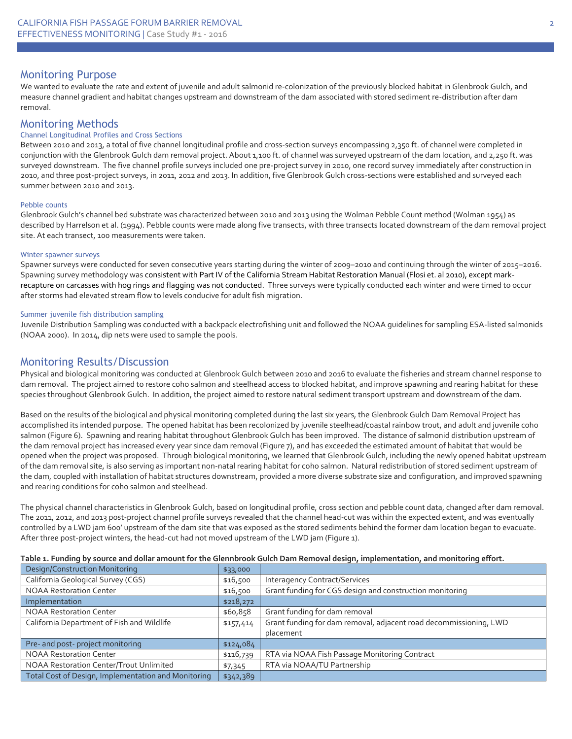## Monitoring Purpose

We wanted to evaluate the rate and extent of juvenile and adult salmonid re-colonization of the previously blocked habitat in Glenbrook Gulch, and measure channel gradient and habitat changes upstream and downstream of the dam associated with stored sediment re-distribution after dam removal.

## Monitoring Methods

### Channel Longitudinal Profiles and Cross Sections

Between 2010 and 2013, a total of five channel longitudinal profile and cross-section surveys encompassing 2,350 ft. of channel were completed in conjunction with the Glenbrook Gulch dam removal project. About 1,100 ft. of channel was surveyed upstream of the dam location, and 2,250 ft. was surveyed downstream. The five channel profile surveys included one pre-project survey in 2010, one record survey immediately after construction in 2010, and three post-project surveys, in 2011, 2012 and 2013. In addition, five Glenbrook Gulch cross-sections were established and surveyed each summer between 2010 and 2013.

### Pebble counts

Glenbrook Gulch's channel bed substrate was characterized between 2010 and 2013 using the Wolman Pebble Count method (Wolman 1954) as described by Harrelson et al. (1994). Pebble counts were made along five transects, with three transects located downstream of the dam removal project site. At each transect, 100 measurements were taken.

### Winter spawner surveys

Spawner surveys were conducted for seven consecutive years starting during the winter of 2009–2010 and continuing through the winter of 2015–2016. Spawning survey methodology was consistent with Part IV of the California Stream Habitat Restoration Manual (Flosi et. al 2010), except mark-recapture on carcasses with hog rings and flagging was not conducted. Three surveys were typically conducted each winter and were timed to occur after storms had elevated stream flow to levels conducive for adult fish migration.

### Summer juvenile fish distribution sampling

Juvenile Distribution Sampling was conducted with a backpack electrofishing unit and followed the NOAA guidelines for sampling ESA-listed salmonids (NOAA 2000). In 2014, dip nets were used to sample the pools.

## Monitoring Results/Discussion

Physical and biological monitoring was conducted at Glenbrook Gulch between 2010 and 2016 to evaluate the fisheries and stream channel response to dam removal. The project aimed to restore coho salmon and steelhead access to blocked habitat, and improve spawning and rearing habitat for these species throughout Glenbrook Gulch. In addition, the project aimed to restore natural sediment transport upstream and downstream of the dam.

Based on the results of the biological and physical monitoring completed during the last six years, the Glenbrook Gulch Dam Removal Project has accomplished its intended purpose. The opened habitat has been recolonized by juvenile steelhead/coastal rainbow trout, and adult and juvenile coho salmon (Figure 6). Spawning and rearing habitat throughout Glenbrook Gulch has been improved. The distance of salmonid distribution upstream of the dam removal project has increased every year since dam removal (Figure 7), and has exceeded the estimated amount of habitat that would be opened when the project was proposed. Through biological monitoring, we learned that Glenbrook Gulch, including the newly opened habitat upstream of the dam removal site, is also serving as important non-natal rearing habitat for coho salmon. Natural redistribution of stored sediment upstream of the dam, coupled with installation of habitat structures downstream, provided a more diverse substrate size and configuration, and improved spawning and rearing conditions for coho salmon and steelhead.

The physical channel characteristics in Glenbrook Gulch, based on longitudinal profile, cross section and pebble count data, changed after dam removal. The 2011, 2012, and 2013 post-project channel profile surveys revealed that the channel head-cut was within the expected extent, and was eventually controlled by a LWD jam 600' upstream of the dam site that was exposed as the stored sediments behind the former dam location began to evacuate. After three post-project winters, the head-cut had not moved upstream of the LWD jam (Figure 1).

**Table 1. Funding by source and dollar amount for the Glennbrook Gulch Dam Removal design, implementation, and monitoring effort.**

| Design/Construction Monitoring | $33,000 | |
|---|---|---|
| California Geological Survey (CGS) | $16,500 | Interagency Contract/Services |
| NOAA Restoration Center | $16,500 | Grant funding for CGS design and construction monitoring |
| Implementation | $218,272 | |
| NOAA Restoration Center | $60,858 | Grant funding for dam removal |
| California Department of Fish and Wildlife | $157,414 | Grant funding for dam removal, adjacent road decommissioning, LWD placement |
| Pre- and post- project monitoring | $124,084 | |
| NOAA Restoration Center | $116,739 | RTA via NOAA Fish Passage Monitoring Contract |
| NOAA Restoration Center/Trout Unlimited | $7,345 | RTA via NOAA/TU Partnership |
| Total Cost of Design, Implementation and Monitoring | $342,389 | |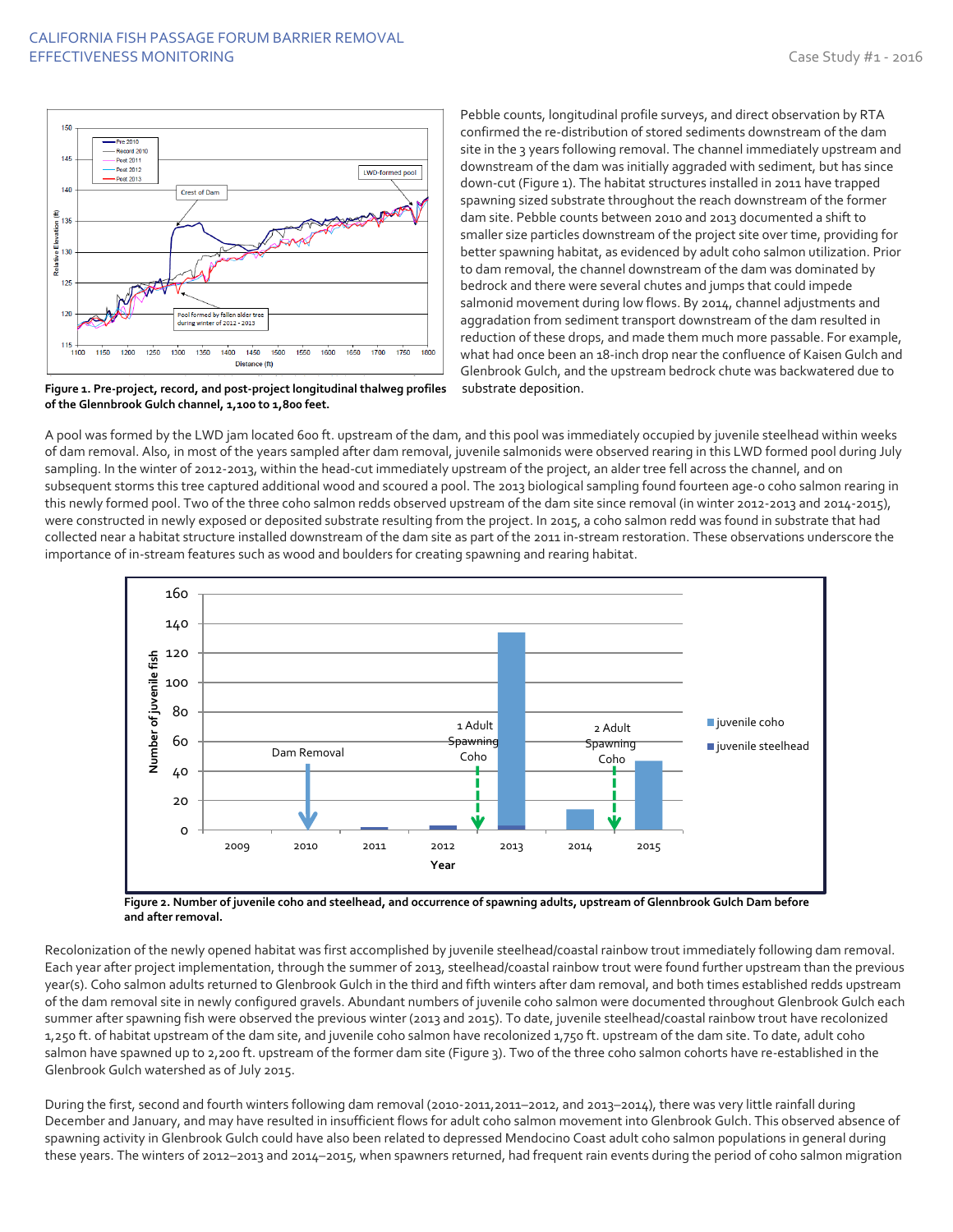Figure 1. Pre-project, record, and post-project longitudinal thalweg profiles of the Glennbrook Gulch channel, 1,100 to 1,800 feet.

Pebble counts, longitudinal profile surveys, and direct observation by RTA confirmed the re-distribution of stored sediments downstream of the dam site in the 3 years following removal. The channel immediately upstream and downstream of the dam was initially aggraded with sediment, but has since down-cut (Figure 1). The habitat structures installed in 2011 have trapped spawning sized substrate throughout the reach downstream of the former dam site. Pebble counts between 2010 and 2013 documented a shift to smaller size particles downstream of the project site over time, providing for better spawning habitat, as evidenced by adult coho salmon utilization. Prior to dam removal, the channel downstream of the dam was dominated by bedrock and there were several chutes and jumps that could impede salmonid movement during low flows. By 2014, channel adjustments and aggradation from sediment transport downstream of the dam resulted in reduction of these drops, and made them much more passable. For example, what had once been an 18-inch drop near the confluence of Kaisen Gulch and Glenbrook Gulch, and the upstream bedrock chute was backwatered due to substrate deposition.

A pool was formed by the LWD jam located 600 ft. upstream of the dam, and this pool was immediately occupied by juvenile steelhead within weeks of dam removal. Also, in most of the years sampled after dam removal, juvenile salmonids were observed rearing in this LWD formed pool during July sampling. In the winter of 2012-2013, within the head-cut immediately upstream of the project, an alder tree fell across the channel, and on subsequent storms this tree captured additional wood and scoured a pool. The 2013 biological sampling found fourteen age-0 coho salmon rearing in this newly formed pool. Two of the three coho salmon redds observed upstream of the dam site since removal (in winter 2012-2013 and 2014-2015), were constructed in newly exposed or deposited substrate resulting from the project. In 2015, a coho salmon redd was found in substrate that had collected near a habitat structure installed downstream of the dam site as part of the 2011 in-stream restoration. These observations underscore the importance of in-stream features such as wood and boulders for creating spawning and rearing habitat.

Figure 2. Number of juvenile coho and steelhead, and occurrence of spawning adults, upstream of Glennbrook Gulch Dam before and after removal.

Recolonization of the newly opened habitat was first accomplished by juvenile steelhead/coastal rainbow trout immediately following dam removal. Each year after project implementation, through the summer of 2013, steelhead/coastal rainbow trout were found further upstream than the previous year(s). Coho salmon adults returned to Glenbrook Gulch in the third and fifth winters after dam removal, and both times established redds upstream of the dam removal site in newly configured gravels. Abundant numbers of juvenile coho salmon were documented throughout Glenbrook Gulch each summer after spawning fish were observed the previous winter (2013 and 2015). To date, juvenile steelhead/coastal rainbow trout have recolonized 1,250 ft. of habitat upstream of the dam site, and juvenile coho salmon have recolonized 1,750 ft. upstream of the dam site. To date, adult coho salmon have spawned up to 2,200 ft. upstream of the former dam site (Figure 3). Two of the three coho salmon cohorts have re-established in the Glenbrook Gulch watershed as of July 2015.

During the first, second and fourth winters following dam removal (2010-2011,2011–2012, and 2013–2014), there was very little rainfall during December and January, and may have resulted in insufficient flows for adult coho salmon movement into Glenbrook Gulch. This observed absence of spawning activity in Glenbrook Gulch could have also been related to depressed Mendocino Coast adult coho salmon populations in general during these years. The winters of 2012–2013 and 2014–2015, when spawners returned, had frequent rain events during the period of coho salmon migration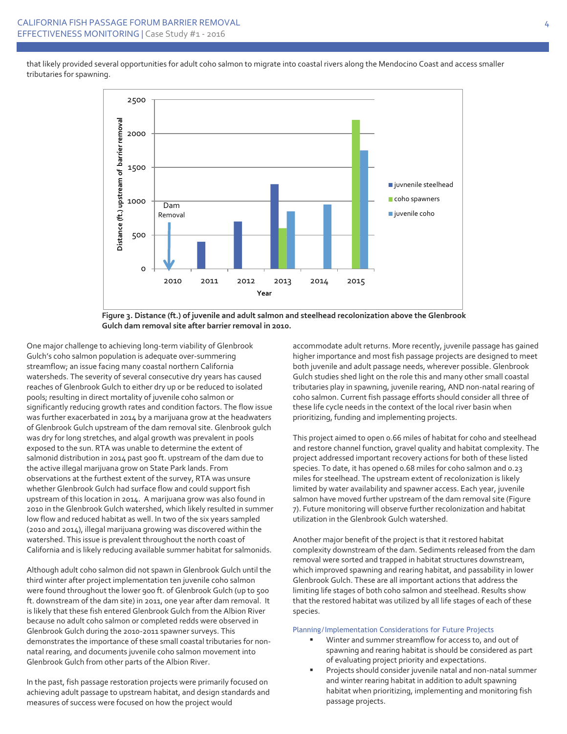that likely provided several opportunities for adult coho salmon to migrate into coastal rivers along the Mendocino Coast and access smaller tributaries for spawning.

**Figure 3. Distance (ft.) of juvenile and adult salmon and steelhead recolonization above the Glenbrook Gulch dam removal site after barrier removal in 2010.**

One major challenge to achieving long-term viability of Glenbrook Gulch's coho salmon population is adequate over-summering streamflow; an issue facing many coastal northern California watersheds. The severity of several consecutive dry years has caused reaches of Glenbrook Gulch to either dry up or be reduced to isolated pools; resulting in direct mortality of juvenile coho salmon or significantly reducing growth rates and condition factors. The flow issue was further exacerbated in 2014 by a marijuana grow at the headwaters of Glenbrook Gulch upstream of the dam removal site. Glenbrook gulch was dry for long stretches, and algal growth was prevalent in pools exposed to the sun. RTA was unable to determine the extent of salmonid distribution in 2014 past 900 ft. upstream of the dam due to the active illegal marijuana grow on State Park lands. From observations at the furthest extent of the survey, RTA was unsure whether Glenbrook Gulch had surface flow and could support fish upstream of this location in 2014. A marijuana grow was also found in 2010 in the Glenbrook Gulch watershed, which likely resulted in summer low flow and reduced habitat as well. In two of the six years sampled (2010 and 2014), illegal marijuana growing was discovered within the watershed. This issue is prevalent throughout the north coast of California and is likely reducing available summer habitat for salmonids.

Although adult coho salmon did not spawn in Glenbrook Gulch until the third winter after project implementation ten juvenile coho salmon were found throughout the lower 900 ft. of Glenbrook Gulch (up to 500 ft. downstream of the dam site) in 2011, one year after dam removal. It is likely that these fish entered Glenbrook Gulch from the Albion River because no adult coho salmon or completed redds were observed in Glenbrook Gulch during the 2010-2011 spawner surveys. This demonstrates the importance of these small coastal tributaries for non-natal rearing, and documents juvenile coho salmon movement into Glenbrook Gulch from other parts of the Albion River.

In the past, fish passage restoration projects were primarily focused on achieving adult passage to upstream habitat, and design standards and measures of success were focused on how the project would accommodate adult returns. More recently, juvenile passage has gained higher importance and most fish passage projects are designed to meet both juvenile and adult passage needs, wherever possible. Glenbrook Gulch studies shed light on the role this and many other small coastal tributaries play in spawning, juvenile rearing, AND non-natal rearing of coho salmon. Current fish passage efforts should consider all three of these life cycle needs in the context of the local river basin when prioritizing, funding and implementing projects.

This project aimed to open 0.66 miles of habitat for coho and steelhead and restore channel function, gravel quality and habitat complexity. The project addressed important recovery actions for both of these listed species. To date, it has opened 0.68 miles for coho salmon and 0.23 miles for steelhead. The upstream extent of recolonization is likely limited by water availability and spawner access. Each year, juvenile salmon have moved further upstream of the dam removal site (Figure 7). Future monitoring will observe further recolonization and habitat utilization in the Glenbrook Gulch watershed.

Another major benefit of the project is that it restored habitat complexity downstream of the dam. Sediments released from the dam removal were sorted and trapped in habitat structures downstream, which improved spawning and rearing habitat, and passability in lower Glenbrook Gulch. These are all important actions that address the limiting life stages of both coho salmon and steelhead. Results show that the restored habitat was utilized by all life stages of each of these species.

### Planning/Implementation Considerations for Future Projects

- Winter and summer streamflow for access to, and out of spawning and rearing habitat is should be considered as part of evaluating project priority and expectations.
- Projects should consider juvenile natal and non-natal summer and winter rearing habitat in addition to adult spawning habitat when prioritizing, implementing and monitoring fish passage projects.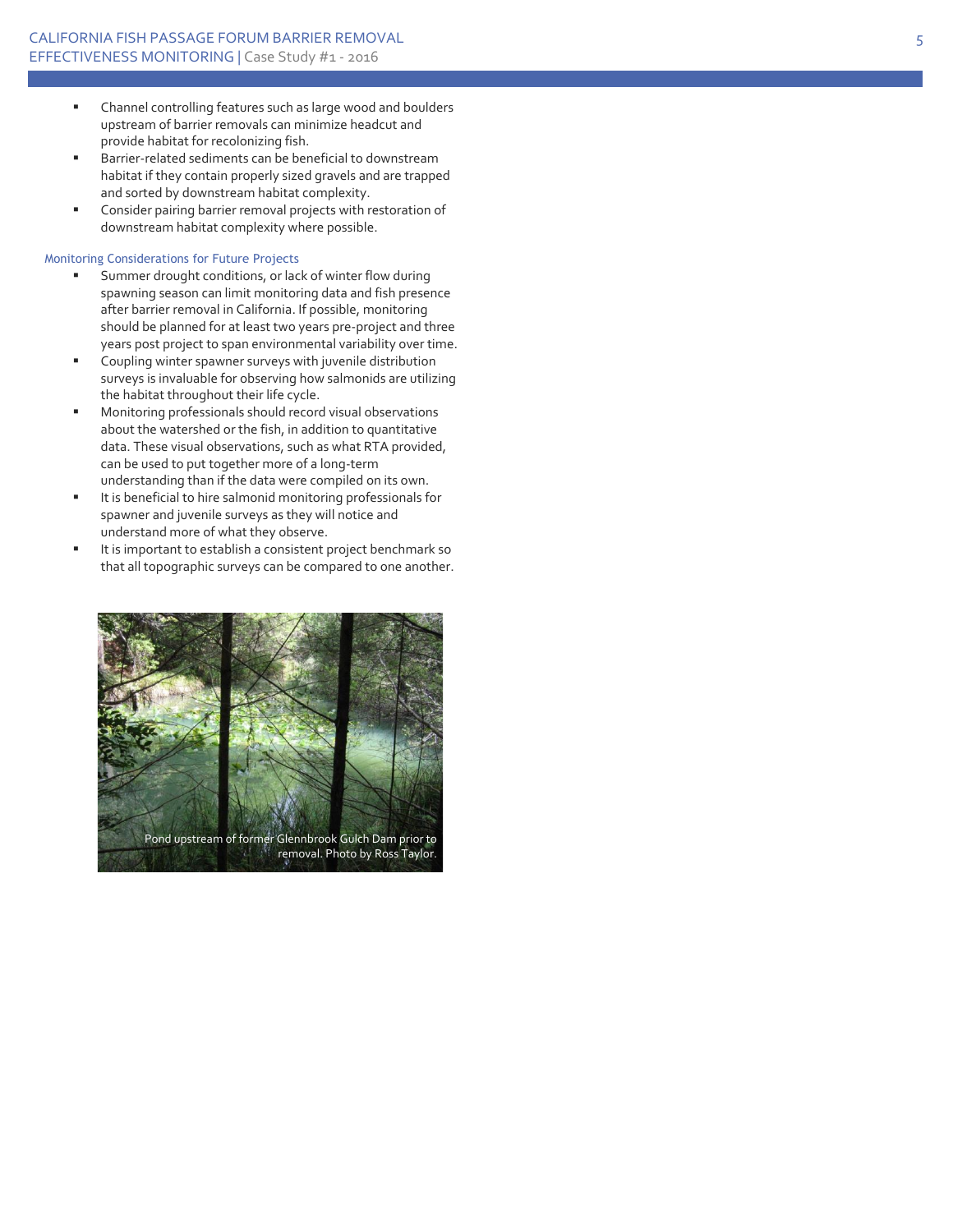- Channel controlling features such as large wood and boulders upstream of barrier removals can minimize headcut and provide habitat for recolonizing fish.
- Barrier-related sediments can be beneficial to downstream habitat if they contain properly sized gravels and are trapped and sorted by downstream habitat complexity.
- Consider pairing barrier removal projects with restoration of downstream habitat complexity where possible.

### Monitoring Considerations for Future Projects

- Summer drought conditions, or lack of winter flow during spawning season can limit monitoring data and fish presence after barrier removal in California. If possible, monitoring should be planned for at least two years pre-project and three years post project to span environmental variability over time.
- Coupling winter spawner surveys with juvenile distribution surveys is invaluable for observing how salmonids are utilizing the habitat throughout their life cycle.
- Monitoring professionals should record visual observations about the watershed or the fish, in addition to quantitative data. These visual observations, such as what RTA provided, can be used to put together more of a long-term understanding than if the data were compiled on its own.
- It is beneficial to hire salmonid monitoring professionals for spawner and juvenile surveys as they will notice and understand more of what they observe.
- It is important to establish a consistent project benchmark so that all topographic surveys can be compared to one another.

Pond upstream of former Glennbrook Gulch Dam prior to removal. Photo by Ross Taylor.